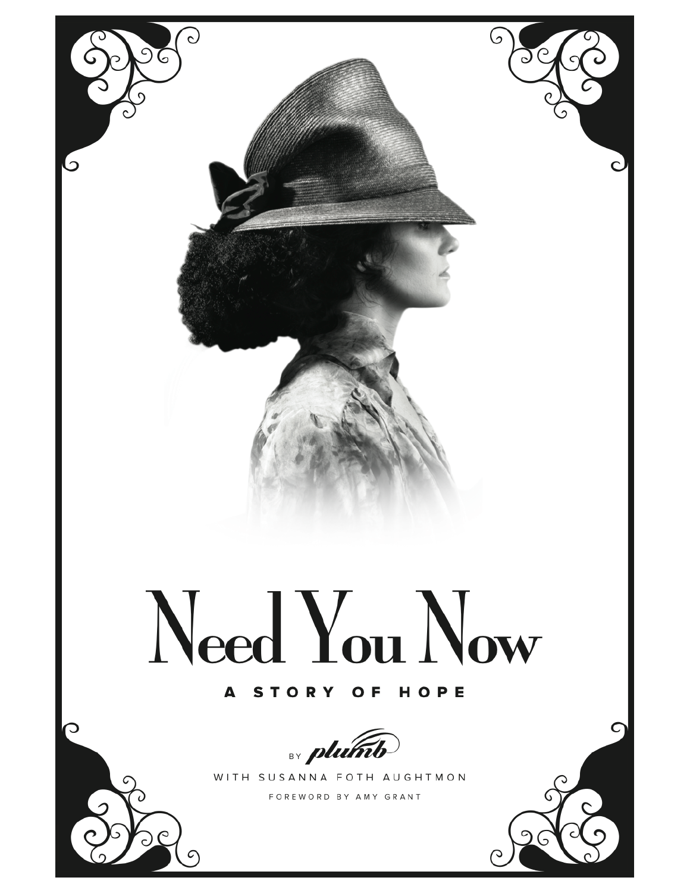# Need You Now

## A STORY OF HOPE

BY *plumb*

WITH SUSANNA FOTH AUGHTMON

FOREWORD BY AMY GRANT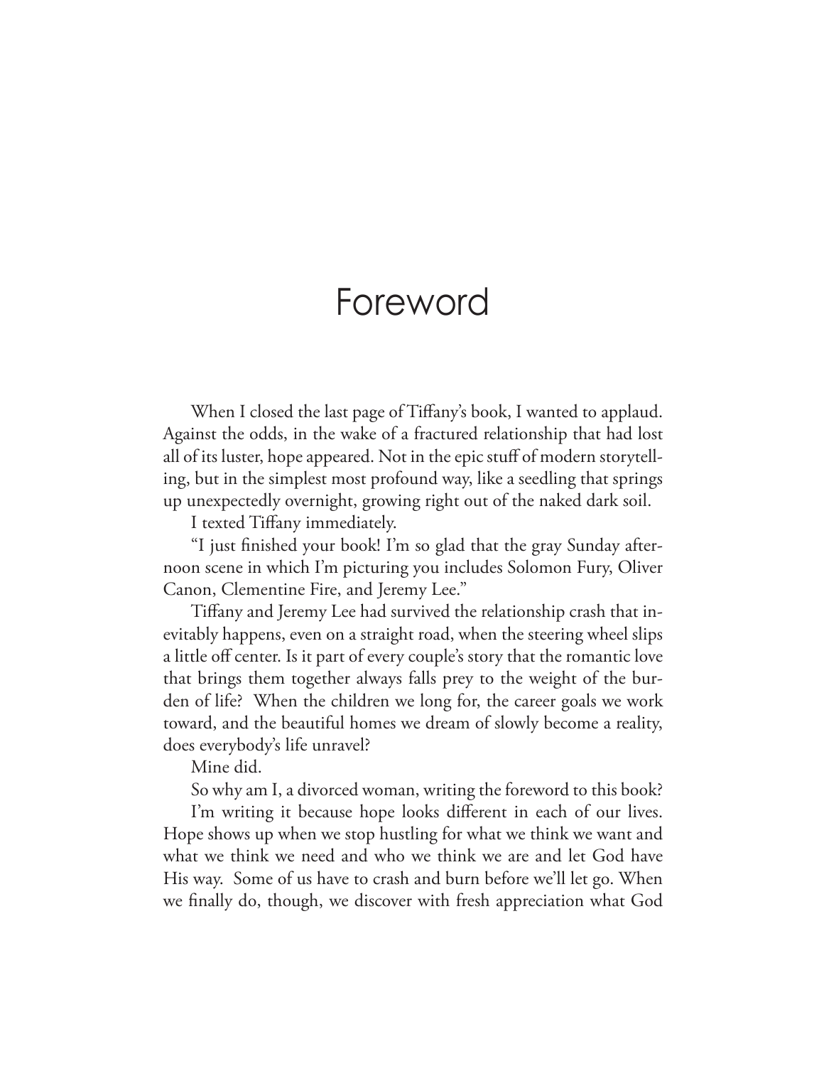# Foreword

When I closed the last page of Tiffany's book, I wanted to applaud. Against the odds, in the wake of a fractured relationship that had lost all of its luster, hope appeared. Not in the epic stuff of modern storytelling, but in the simplest most profound way, like a seedling that springs up unexpectedly overnight, growing right out of the naked dark soil.

I texted Tiffany immediately.

"I just finished your book! I'm so glad that the gray Sunday afternoon scene in which I'm picturing you includes Solomon Fury, Oliver Canon, Clementine Fire, and Jeremy Lee."

Tiffany and Jeremy Lee had survived the relationship crash that inevitably happens, even on a straight road, when the steering wheel slips a little off center. Is it part of every couple's story that the romantic love that brings them together always falls prey to the weight of the burden of life? When the children we long for, the career goals we work toward, and the beautiful homes we dream of slowly become a reality, does everybody's life unravel?

Mine did.

So why am I, a divorced woman, writing the foreword to this book?

I'm writing it because hope looks different in each of our lives. Hope shows up when we stop hustling for what we think we want and what we think we need and who we think we are and let God have His way. Some of us have to crash and burn before we'll let go. When we finally do, though, we discover with fresh appreciation what God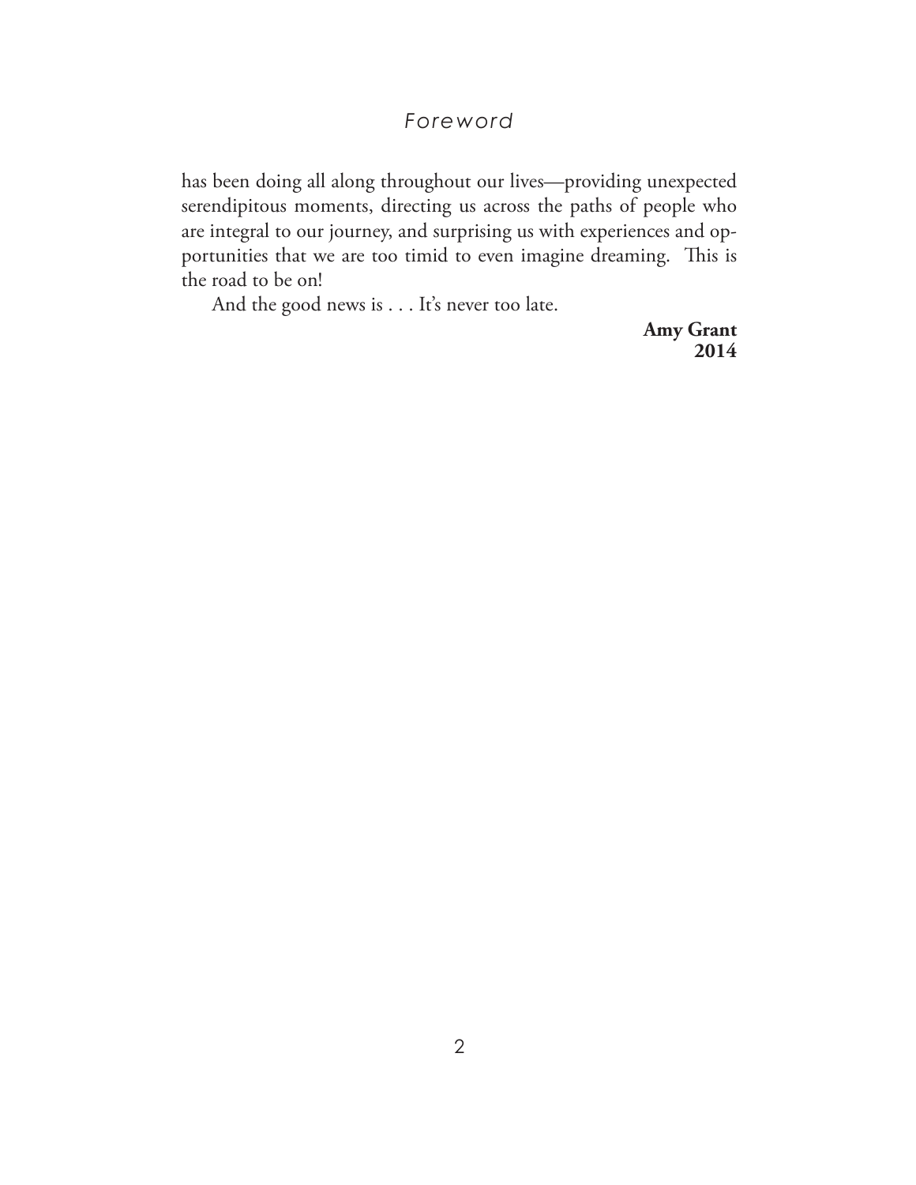has been doing all along throughout our lives—providing unexpected serendipitous moments, directing us across the paths of people who are integral to our journey, and surprising us with experiences and opportunities that we are too timid to even imagine dreaming. This is the road to be on!

And the good news is . . . It's never too late.

**Amy Grant**
**2014**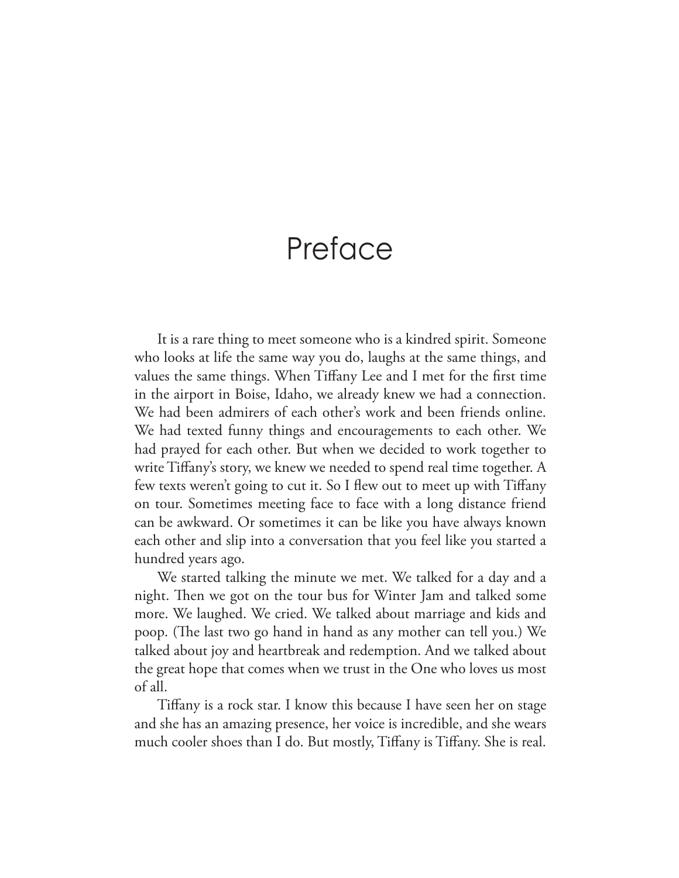# Preface

It is a rare thing to meet someone who is a kindred spirit. Someone who looks at life the same way you do, laughs at the same things, and values the same things. When Tiffany Lee and I met for the first time in the airport in Boise, Idaho, we already knew we had a connection. We had been admirers of each other's work and been friends online. We had texted funny things and encouragements to each other. We had prayed for each other. But when we decided to work together to write Tiffany's story, we knew we needed to spend real time together. A few texts weren't going to cut it. So I flew out to meet up with Tiffany on tour. Sometimes meeting face to face with a long distance friend can be awkward. Or sometimes it can be like you have always known each other and slip into a conversation that you feel like you started a hundred years ago.

We started talking the minute we met. We talked for a day and a night. Then we got on the tour bus for Winter Jam and talked some more. We laughed. We cried. We talked about marriage and kids and poop. (The last two go hand in hand as any mother can tell you.) We talked about joy and heartbreak and redemption. And we talked about the great hope that comes when we trust in the One who loves us most of all.

Tiffany is a rock star. I know this because I have seen her on stage and she has an amazing presence, her voice is incredible, and she wears much cooler shoes than I do. But mostly, Tiffany is Tiffany. She is real.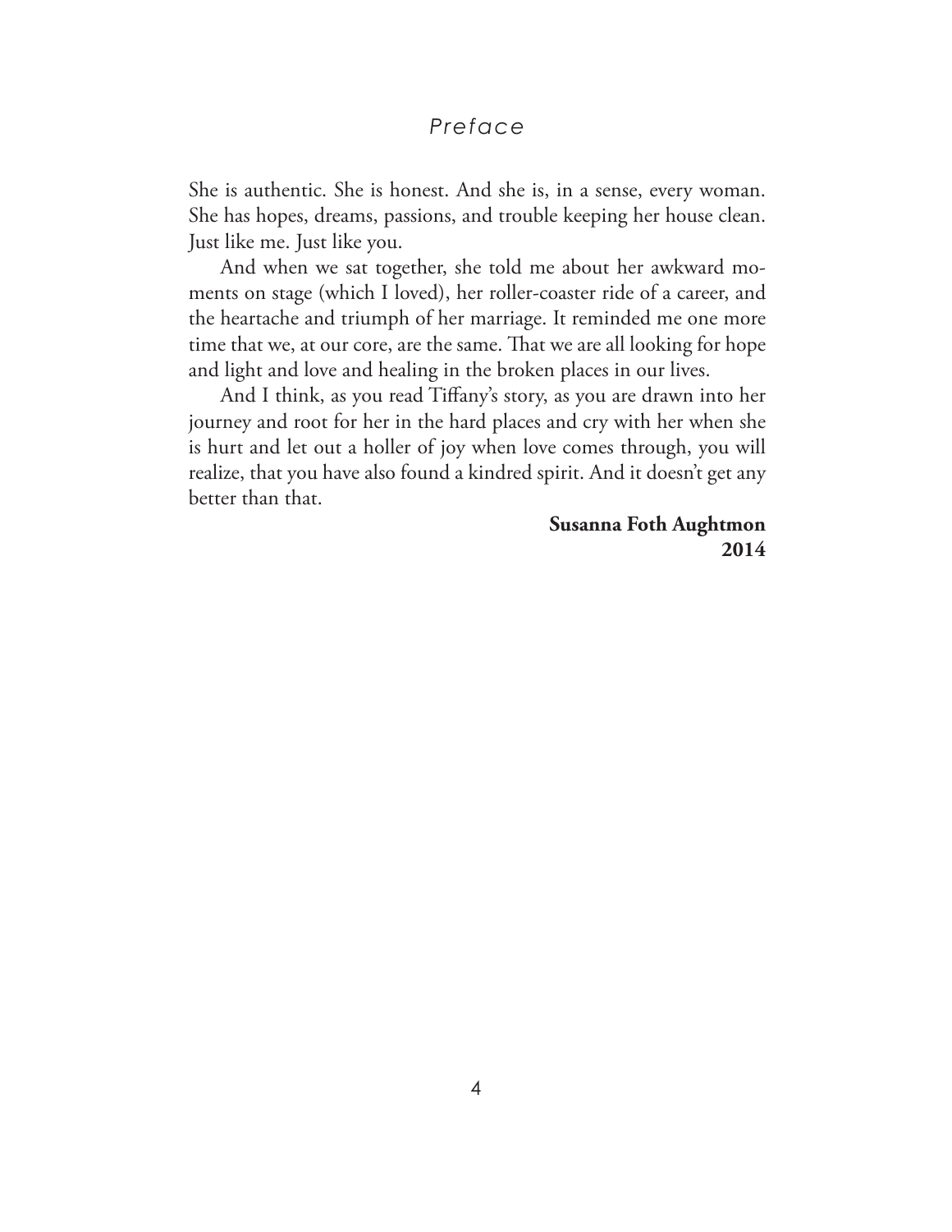She is authentic. She is honest. And she is, in a sense, every woman. She has hopes, dreams, passions, and trouble keeping her house clean. Just like me. Just like you.

And when we sat together, she told me about her awkward moments on stage (which I loved), her roller-coaster ride of a career, and the heartache and triumph of her marriage. It reminded me one more time that we, at our core, are the same. That we are all looking for hope and light and love and healing in the broken places in our lives.

And I think, as you read Tiffany's story, as you are drawn into her journey and root for her in the hard places and cry with her when she is hurt and let out a holler of joy when love comes through, you will realize, that you have also found a kindred spirit. And it doesn't get any better than that.

**Susanna Foth Aughtmon**
**2014**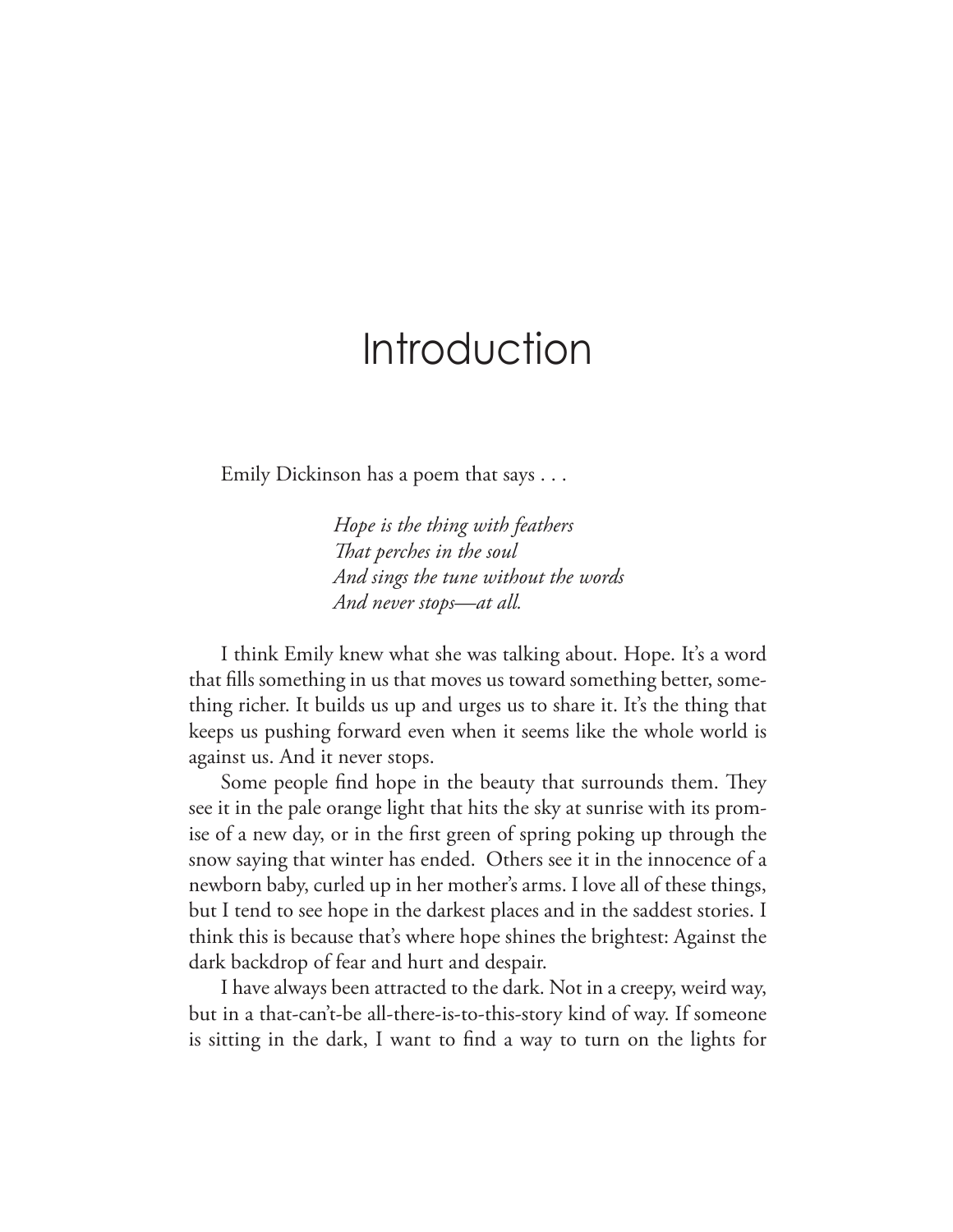# Introduction

Emily Dickinson has a poem that says . . .

> *Hope is the thing with feathers*
> *That perches in the soul*
> *And sings the tune without the words*
> *And never stops—at all.*

I think Emily knew what she was talking about. Hope. It's a word that fills something in us that moves us toward something better, something richer. It builds us up and urges us to share it. It's the thing that keeps us pushing forward even when it seems like the whole world is against us. And it never stops.

Some people find hope in the beauty that surrounds them. They see it in the pale orange light that hits the sky at sunrise with its promise of a new day, or in the first green of spring poking up through the snow saying that winter has ended. Others see it in the innocence of a newborn baby, curled up in her mother's arms. I love all of these things, but I tend to see hope in the darkest places and in the saddest stories. I think this is because that's where hope shines the brightest: Against the dark backdrop of fear and hurt and despair.

I have always been attracted to the dark. Not in a creepy, weird way, but in a that-can't-be all-there-is-to-this-story kind of way. If someone is sitting in the dark, I want to find a way to turn on the lights for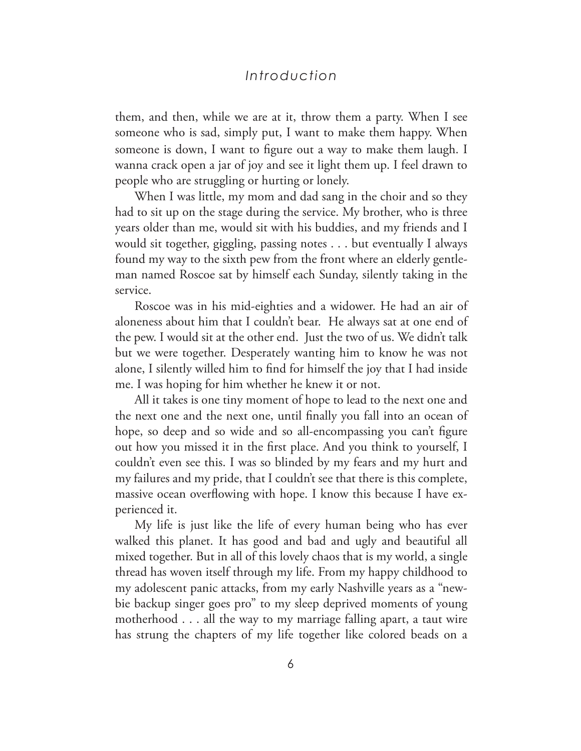them, and then, while we are at it, throw them a party. When I see someone who is sad, simply put, I want to make them happy. When someone is down, I want to figure out a way to make them laugh. I wanna crack open a jar of joy and see it light them up. I feel drawn to people who are struggling or hurting or lonely.

When I was little, my mom and dad sang in the choir and so they had to sit up on the stage during the service. My brother, who is three years older than me, would sit with his buddies, and my friends and I would sit together, giggling, passing notes . . . but eventually I always found my way to the sixth pew from the front where an elderly gentleman named Roscoe sat by himself each Sunday, silently taking in the service.

Roscoe was in his mid-eighties and a widower. He had an air of aloneness about him that I couldn't bear. He always sat at one end of the pew. I would sit at the other end. Just the two of us. We didn't talk but we were together. Desperately wanting him to know he was not alone, I silently willed him to find for himself the joy that I had inside me. I was hoping for him whether he knew it or not.

All it takes is one tiny moment of hope to lead to the next one and the next one and the next one, until finally you fall into an ocean of hope, so deep and so wide and so all-encompassing you can't figure out how you missed it in the first place. And you think to yourself, I couldn't even see this. I was so blinded by my fears and my hurt and my failures and my pride, that I couldn't see that there is this complete, massive ocean overflowing with hope. I know this because I have experienced it.

My life is just like the life of every human being who has ever walked this planet. It has good and bad and ugly and beautiful all mixed together. But in all of this lovely chaos that is my world, a single thread has woven itself through my life. From my happy childhood to my adolescent panic attacks, from my early Nashville years as a "newbie backup singer goes pro" to my sleep deprived moments of young motherhood . . . all the way to my marriage falling apart, a taut wire has strung the chapters of my life together like colored beads on a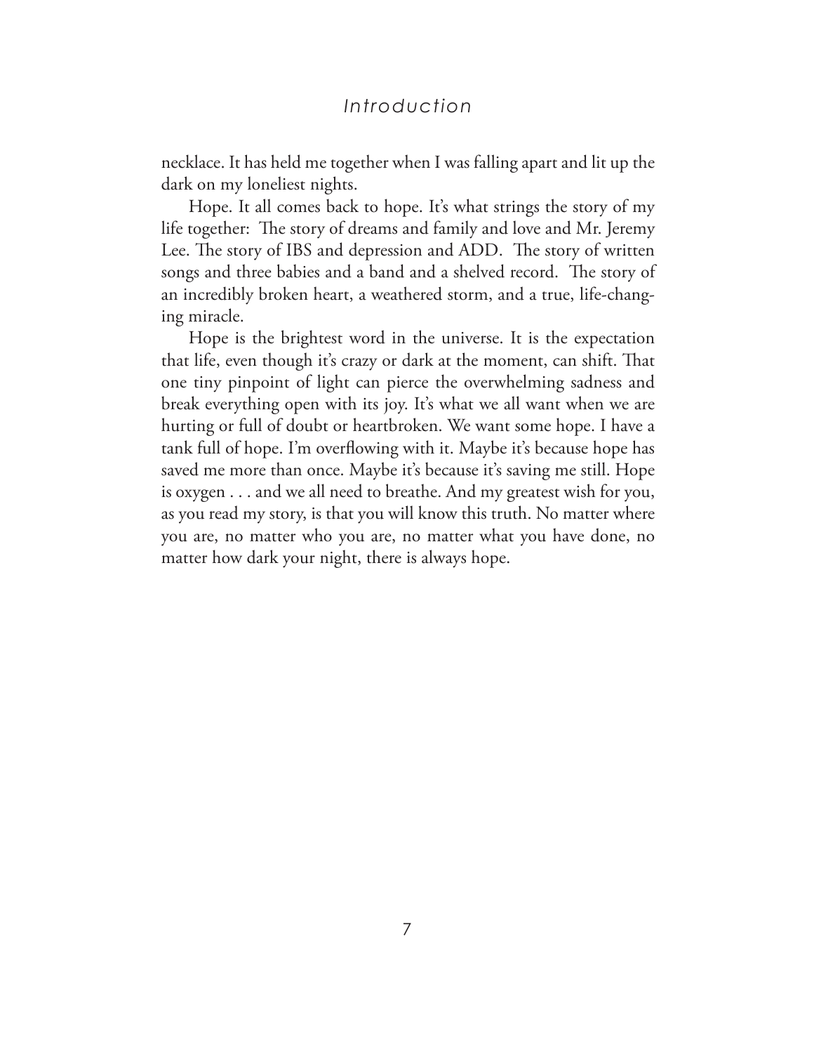necklace. It has held me together when I was falling apart and lit up the dark on my loneliest nights.

Hope. It all comes back to hope. It's what strings the story of my life together: The story of dreams and family and love and Mr. Jeremy Lee. The story of IBS and depression and ADD. The story of written songs and three babies and a band and a shelved record. The story of an incredibly broken heart, a weathered storm, and a true, life-changing miracle.

Hope is the brightest word in the universe. It is the expectation that life, even though it's crazy or dark at the moment, can shift. That one tiny pinpoint of light can pierce the overwhelming sadness and break everything open with its joy. It's what we all want when we are hurting or full of doubt or heartbroken. We want some hope. I have a tank full of hope. I'm overflowing with it. Maybe it's because hope has saved me more than once. Maybe it's because it's saving me still. Hope is oxygen . . . and we all need to breathe. And my greatest wish for you, as you read my story, is that you will know this truth. No matter where you are, no matter who you are, no matter what you have done, no matter how dark your night, there is always hope.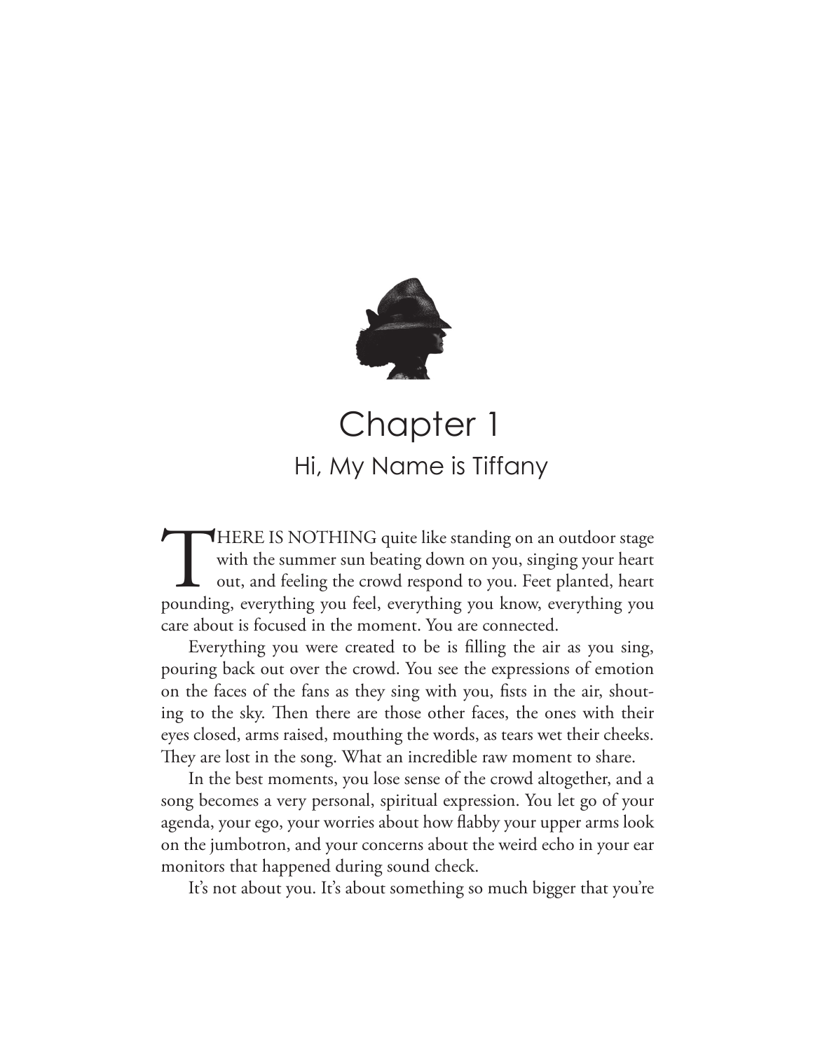# Chapter 1

## Hi, My Name is Tiffany

THERE IS NOTHING quite like standing on an outdoor stage with the summer sun beating down on you, singing your heart out, and feeling the crowd respond to you. Feet planted, heart pounding, everything you feel, everything you know, everything you care about is focused in the moment. You are connected.

Everything you were created to be is filling the air as you sing, pouring back out over the crowd. You see the expressions of emotion on the faces of the fans as they sing with you, fists in the air, shouting to the sky. Then there are those other faces, the ones with their eyes closed, arms raised, mouthing the words, as tears wet their cheeks. They are lost in the song. What an incredible raw moment to share.

In the best moments, you lose sense of the crowd altogether, and a song becomes a very personal, spiritual expression. You let go of your agenda, your ego, your worries about how flabby your upper arms look on the jumbotron, and your concerns about the weird echo in your ear monitors that happened during sound check.

It's not about you. It's about something so much bigger that you're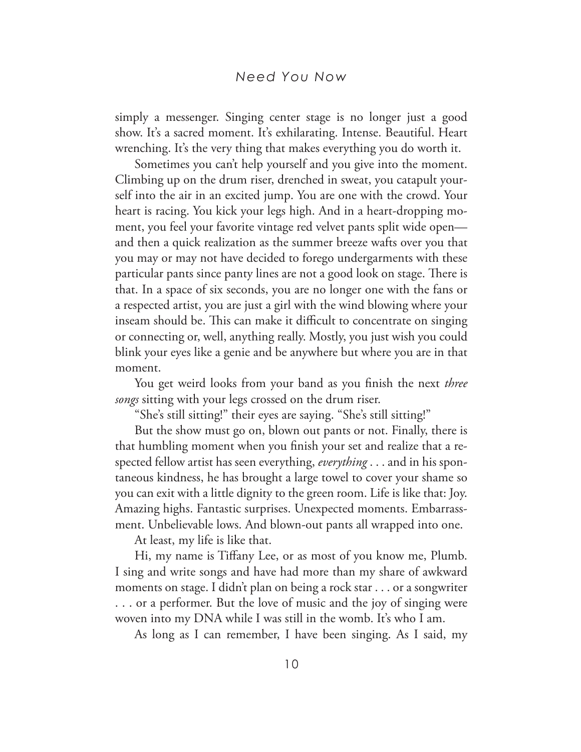simply a messenger. Singing center stage is no longer just a good show. It's a sacred moment. It's exhilarating. Intense. Beautiful. Heart wrenching. It's the very thing that makes everything you do worth it.

Sometimes you can't help yourself and you give into the moment. Climbing up on the drum riser, drenched in sweat, you catapult yourself into the air in an excited jump. You are one with the crowd. Your heart is racing. You kick your legs high. And in a heart-dropping moment, you feel your favorite vintage red velvet pants split wide open—and then a quick realization as the summer breeze wafts over you that you may or may not have decided to forego undergarments with these particular pants since panty lines are not a good look on stage. There is that. In a space of six seconds, you are no longer one with the fans or a respected artist, you are just a girl with the wind blowing where your inseam should be. This can make it difficult to concentrate on singing or connecting or, well, anything really. Mostly, you just wish you could blink your eyes like a genie and be anywhere but where you are in that moment.

You get weird looks from your band as you finish the next *three songs* sitting with your legs crossed on the drum riser.

"She's still sitting!" their eyes are saying. "She's still sitting!"

But the show must go on, blown out pants or not. Finally, there is that humbling moment when you finish your set and realize that a respected fellow artist has seen everything, *everything* . . . and in his spontaneous kindness, he has brought a large towel to cover your shame so you can exit with a little dignity to the green room. Life is like that: Joy. Amazing highs. Fantastic surprises. Unexpected moments. Embarrassment. Unbelievable lows. And blown-out pants all wrapped into one.

At least, my life is like that.

Hi, my name is Tiffany Lee, or as most of you know me, Plumb. I sing and write songs and have had more than my share of awkward moments on stage. I didn't plan on being a rock star . . . or a songwriter . . . or a performer. But the love of music and the joy of singing were woven into my DNA while I was still in the womb. It's who I am.

As long as I can remember, I have been singing. As I said, my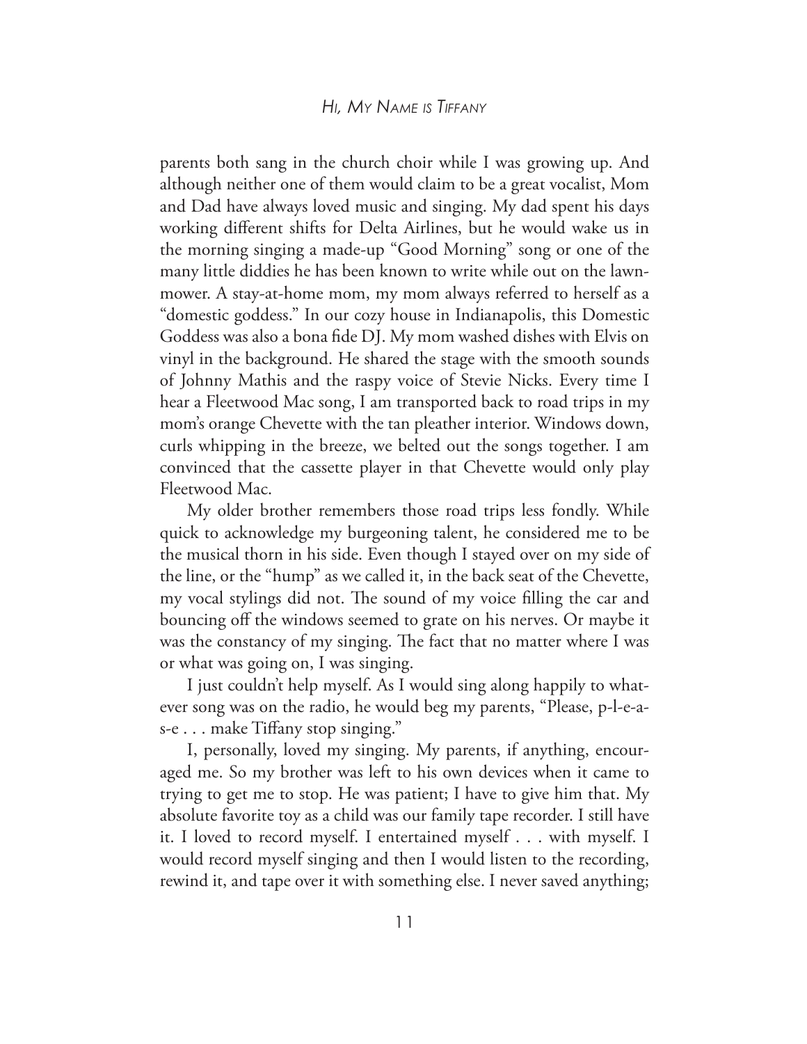parents both sang in the church choir while I was growing up. And although neither one of them would claim to be a great vocalist, Mom and Dad have always loved music and singing. My dad spent his days working different shifts for Delta Airlines, but he would wake us in the morning singing a made-up "Good Morning" song or one of the many little diddies he has been known to write while out on the lawnmower. A stay-at-home mom, my mom always referred to herself as a "domestic goddess." In our cozy house in Indianapolis, this Domestic Goddess was also a bona fide DJ. My mom washed dishes with Elvis on vinyl in the background. He shared the stage with the smooth sounds of Johnny Mathis and the raspy voice of Stevie Nicks. Every time I hear a Fleetwood Mac song, I am transported back to road trips in my mom's orange Chevette with the tan pleather interior. Windows down, curls whipping in the breeze, we belted out the songs together. I am convinced that the cassette player in that Chevette would only play Fleetwood Mac.

My older brother remembers those road trips less fondly. While quick to acknowledge my burgeoning talent, he considered me to be the musical thorn in his side. Even though I stayed over on my side of the line, or the "hump" as we called it, in the back seat of the Chevette, my vocal stylings did not. The sound of my voice filling the car and bouncing off the windows seemed to grate on his nerves. Or maybe it was the constancy of my singing. The fact that no matter where I was or what was going on, I was singing.

I just couldn't help myself. As I would sing along happily to whatever song was on the radio, he would beg my parents, "Please, p-l-e-a-s-e . . . make Tiffany stop singing."

I, personally, loved my singing. My parents, if anything, encouraged me. So my brother was left to his own devices when it came to trying to get me to stop. He was patient; I have to give him that. My absolute favorite toy as a child was our family tape recorder. I still have it. I loved to record myself. I entertained myself . . . with myself. I would record myself singing and then I would listen to the recording, rewind it, and tape over it with something else. I never saved anything;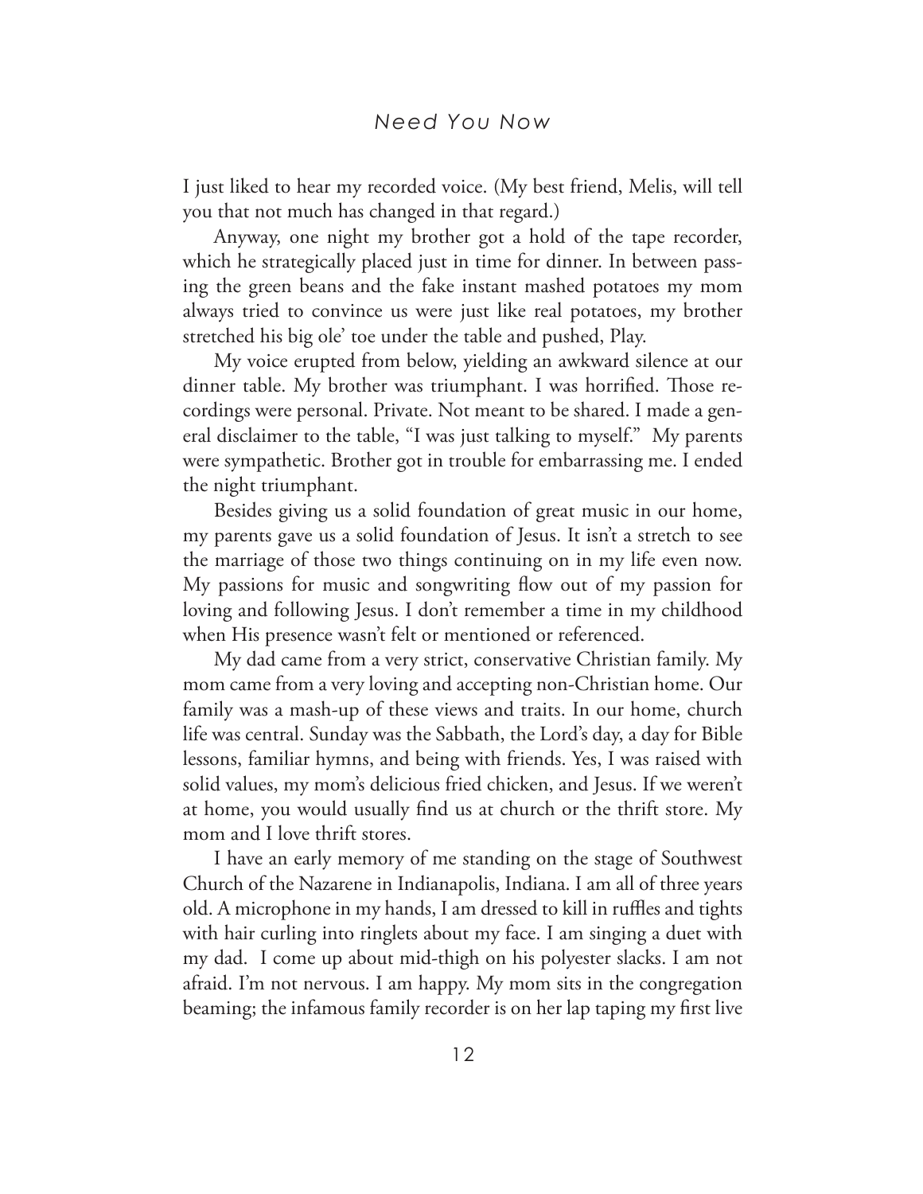I just liked to hear my recorded voice. (My best friend, Melis, will tell you that not much has changed in that regard.)

Anyway, one night my brother got a hold of the tape recorder, which he strategically placed just in time for dinner. In between passing the green beans and the fake instant mashed potatoes my mom always tried to convince us were just like real potatoes, my brother stretched his big ole' toe under the table and pushed, Play.

My voice erupted from below, yielding an awkward silence at our dinner table. My brother was triumphant. I was horrified. Those recordings were personal. Private. Not meant to be shared. I made a general disclaimer to the table, "I was just talking to myself." My parents were sympathetic. Brother got in trouble for embarrassing me. I ended the night triumphant.

Besides giving us a solid foundation of great music in our home, my parents gave us a solid foundation of Jesus. It isn't a stretch to see the marriage of those two things continuing on in my life even now. My passions for music and songwriting flow out of my passion for loving and following Jesus. I don't remember a time in my childhood when His presence wasn't felt or mentioned or referenced.

My dad came from a very strict, conservative Christian family. My mom came from a very loving and accepting non-Christian home. Our family was a mash-up of these views and traits. In our home, church life was central. Sunday was the Sabbath, the Lord's day, a day for Bible lessons, familiar hymns, and being with friends. Yes, I was raised with solid values, my mom's delicious fried chicken, and Jesus. If we weren't at home, you would usually find us at church or the thrift store. My mom and I love thrift stores.

I have an early memory of me standing on the stage of Southwest Church of the Nazarene in Indianapolis, Indiana. I am all of three years old. A microphone in my hands, I am dressed to kill in ruffles and tights with hair curling into ringlets about my face. I am singing a duet with my dad. I come up about mid-thigh on his polyester slacks. I am not afraid. I'm not nervous. I am happy. My mom sits in the congregation beaming; the infamous family recorder is on her lap taping my first live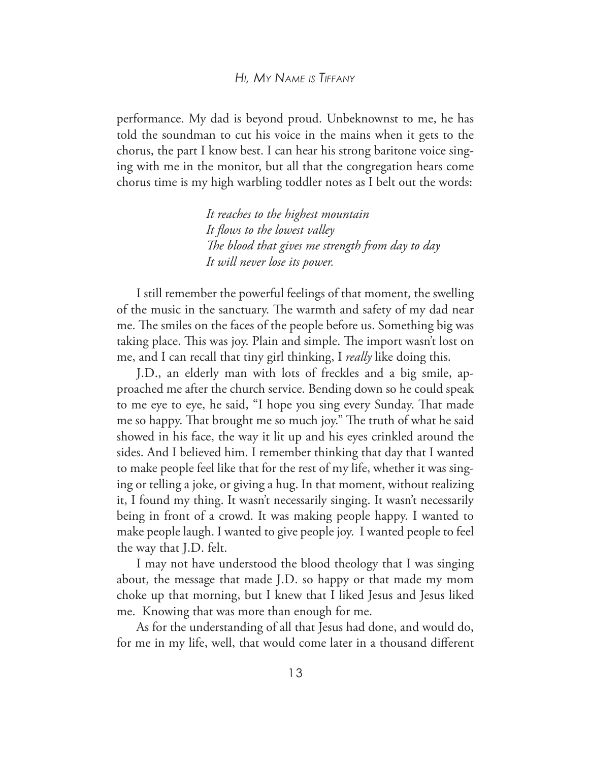performance. My dad is beyond proud. Unbeknownst to me, he has told the soundman to cut his voice in the mains when it gets to the chorus, the part I know best. I can hear his strong baritone voice singing with me in the monitor, but all that the congregation hears come chorus time is my high warbling toddler notes as I belt out the words:

> *It reaches to the highest mountain*
> *It flows to the lowest valley*
> *The blood that gives me strength from day to day*
> *It will never lose its power.*

I still remember the powerful feelings of that moment, the swelling of the music in the sanctuary. The warmth and safety of my dad near me. The smiles on the faces of the people before us. Something big was taking place. This was joy. Plain and simple. The import wasn't lost on me, and I can recall that tiny girl thinking, I *really* like doing this.

J.D., an elderly man with lots of freckles and a big smile, approached me after the church service. Bending down so he could speak to me eye to eye, he said, "I hope you sing every Sunday. That made me so happy. That brought me so much joy." The truth of what he said showed in his face, the way it lit up and his eyes crinkled around the sides. And I believed him. I remember thinking that day that I wanted to make people feel like that for the rest of my life, whether it was singing or telling a joke, or giving a hug. In that moment, without realizing it, I found my thing. It wasn't necessarily singing. It wasn't necessarily being in front of a crowd. It was making people happy. I wanted to make people laugh. I wanted to give people joy. I wanted people to feel the way that J.D. felt.

I may not have understood the blood theology that I was singing about, the message that made J.D. so happy or that made my mom choke up that morning, but I knew that I liked Jesus and Jesus liked me. Knowing that was more than enough for me.

As for the understanding of all that Jesus had done, and would do, for me in my life, well, that would come later in a thousand different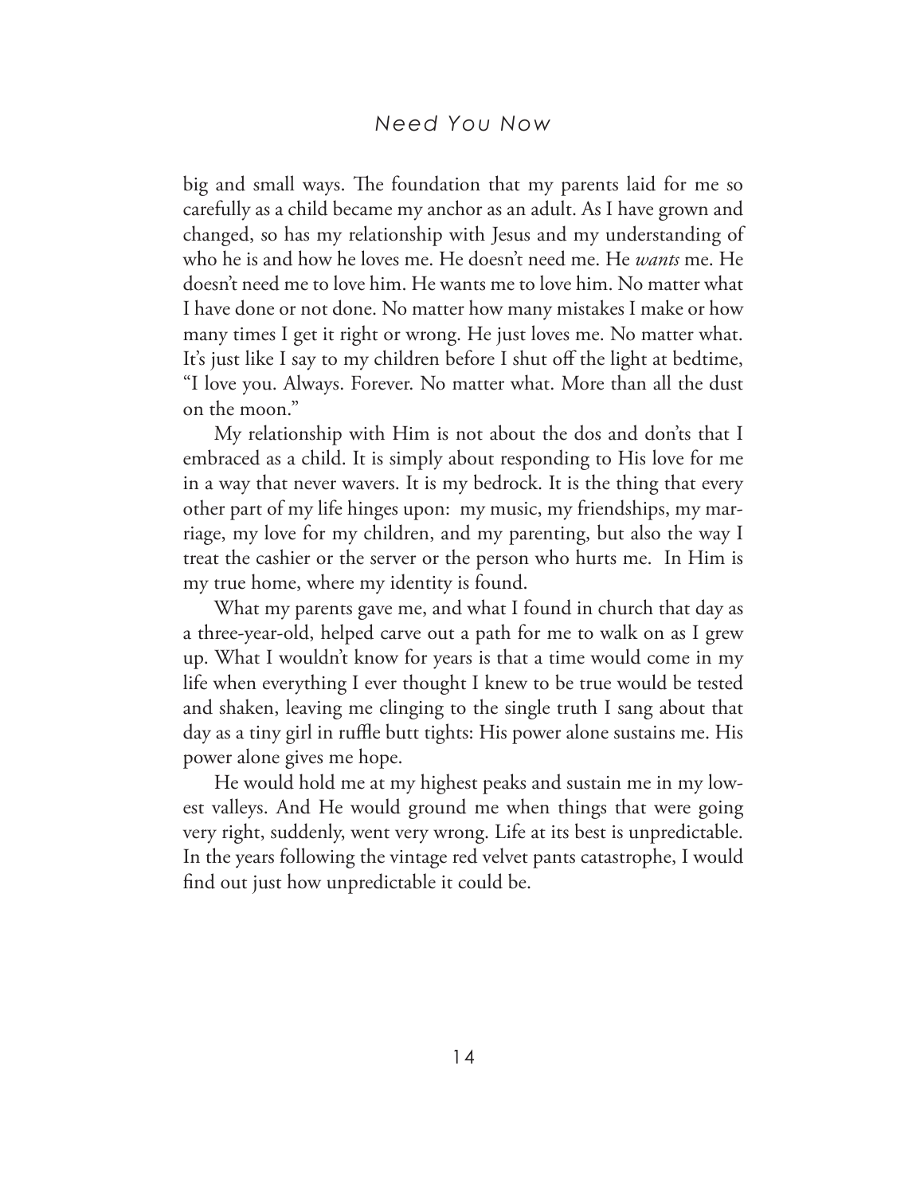big and small ways. The foundation that my parents laid for me so carefully as a child became my anchor as an adult. As I have grown and changed, so has my relationship with Jesus and my understanding of who he is and how he loves me. He doesn't need me. He *wants* me. He doesn't need me to love him. He wants me to love him. No matter what I have done or not done. No matter how many mistakes I make or how many times I get it right or wrong. He just loves me. No matter what. It's just like I say to my children before I shut off the light at bedtime, "I love you. Always. Forever. No matter what. More than all the dust on the moon."

My relationship with Him is not about the dos and don'ts that I embraced as a child. It is simply about responding to His love for me in a way that never wavers. It is my bedrock. It is the thing that every other part of my life hinges upon: my music, my friendships, my marriage, my love for my children, and my parenting, but also the way I treat the cashier or the server or the person who hurts me. In Him is my true home, where my identity is found.

What my parents gave me, and what I found in church that day as a three-year-old, helped carve out a path for me to walk on as I grew up. What I wouldn't know for years is that a time would come in my life when everything I ever thought I knew to be true would be tested and shaken, leaving me clinging to the single truth I sang about that day as a tiny girl in ruffle butt tights: His power alone sustains me. His power alone gives me hope.

He would hold me at my highest peaks and sustain me in my lowest valleys. And He would ground me when things that were going very right, suddenly, went very wrong. Life at its best is unpredictable. In the years following the vintage red velvet pants catastrophe, I would find out just how unpredictable it could be.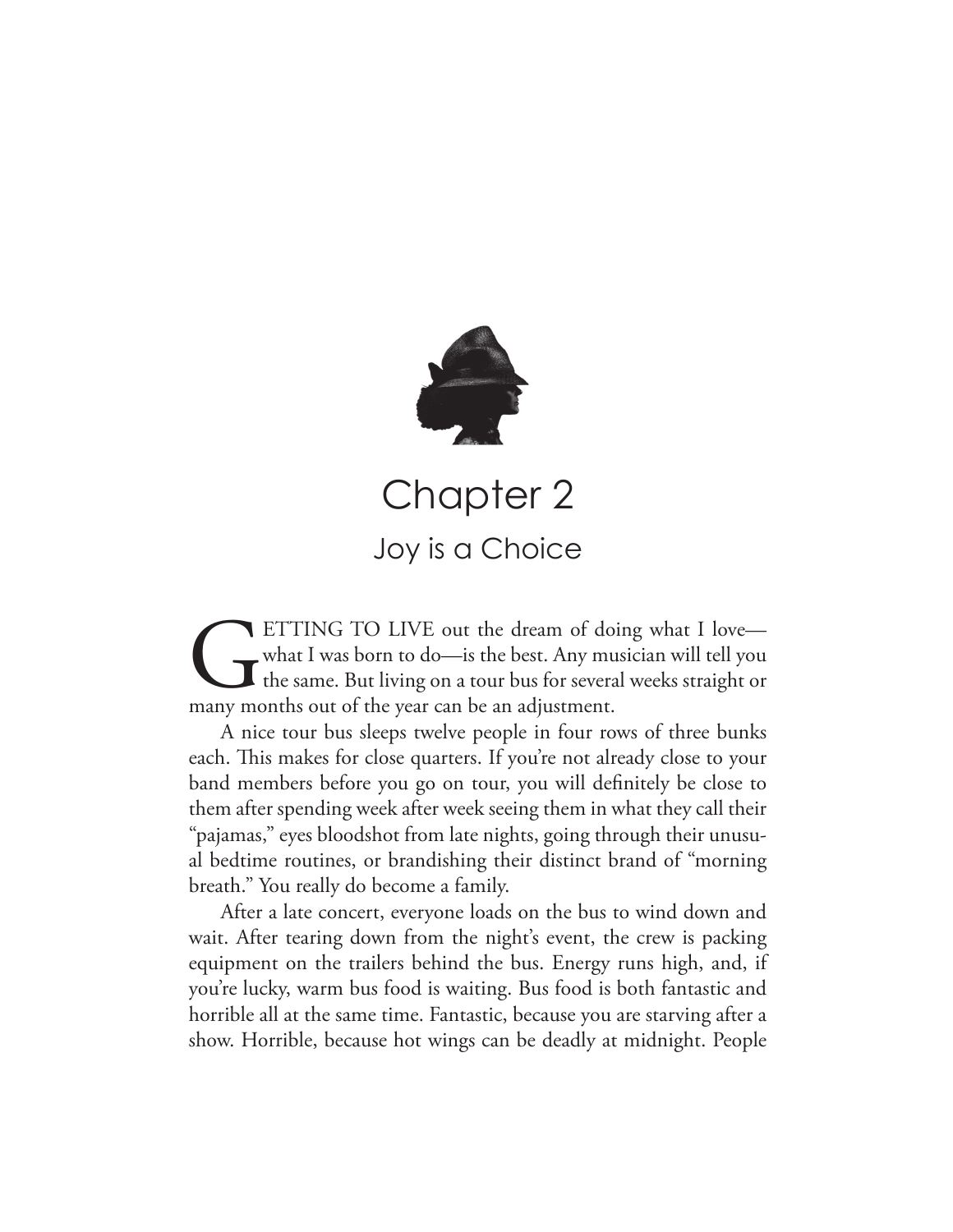# Chapter 2

## Joy is a Choice

GETTING TO LIVE out the dream of doing what I love—what I was born to do—is the best. Any musician will tell you the same. But living on a tour bus for several weeks straight or many months out of the year can be an adjustment.

A nice tour bus sleeps twelve people in four rows of three bunks each. This makes for close quarters. If you're not already close to your band members before you go on tour, you will definitely be close to them after spending week after week seeing them in what they call their "pajamas," eyes bloodshot from late nights, going through their unusual bedtime routines, or brandishing their distinct brand of "morning breath." You really do become a family.

After a late concert, everyone loads on the bus to wind down and wait. After tearing down from the night's event, the crew is packing equipment on the trailers behind the bus. Energy runs high, and, if you're lucky, warm bus food is waiting. Bus food is both fantastic and horrible all at the same time. Fantastic, because you are starving after a show. Horrible, because hot wings can be deadly at midnight. People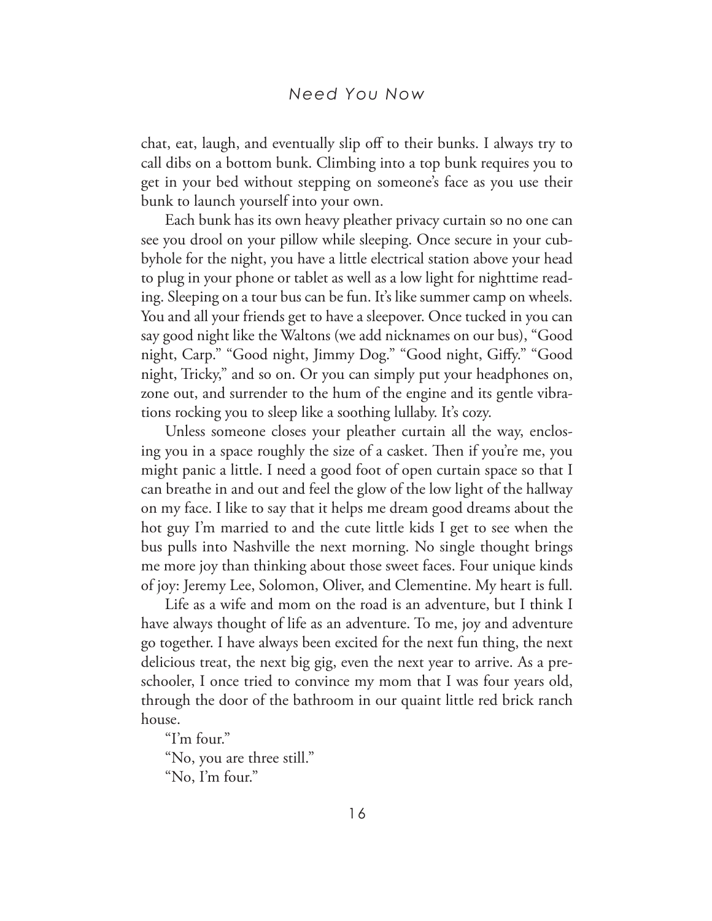chat, eat, laugh, and eventually slip off to their bunks. I always try to call dibs on a bottom bunk. Climbing into a top bunk requires you to get in your bed without stepping on someone's face as you use their bunk to launch yourself into your own.

Each bunk has its own heavy pleather privacy curtain so no one can see you drool on your pillow while sleeping. Once secure in your cubbyhole for the night, you have a little electrical station above your head to plug in your phone or tablet as well as a low light for nighttime reading. Sleeping on a tour bus can be fun. It's like summer camp on wheels. You and all your friends get to have a sleepover. Once tucked in you can say good night like the Waltons (we add nicknames on our bus), "Good night, Carp." "Good night, Jimmy Dog." "Good night, Giffy." "Good night, Tricky," and so on. Or you can simply put your headphones on, zone out, and surrender to the hum of the engine and its gentle vibrations rocking you to sleep like a soothing lullaby. It's cozy.

Unless someone closes your pleather curtain all the way, enclosing you in a space roughly the size of a casket. Then if you're me, you might panic a little. I need a good foot of open curtain space so that I can breathe in and out and feel the glow of the low light of the hallway on my face. I like to say that it helps me dream good dreams about the hot guy I'm married to and the cute little kids I get to see when the bus pulls into Nashville the next morning. No single thought brings me more joy than thinking about those sweet faces. Four unique kinds of joy: Jeremy Lee, Solomon, Oliver, and Clementine. My heart is full.

Life as a wife and mom on the road is an adventure, but I think I have always thought of life as an adventure. To me, joy and adventure go together. I have always been excited for the next fun thing, the next delicious treat, the next big gig, even the next year to arrive. As a preschooler, I once tried to convince my mom that I was four years old, through the door of the bathroom in our quaint little red brick ranch house.

"I'm four."

"No, you are three still."

"No, I'm four."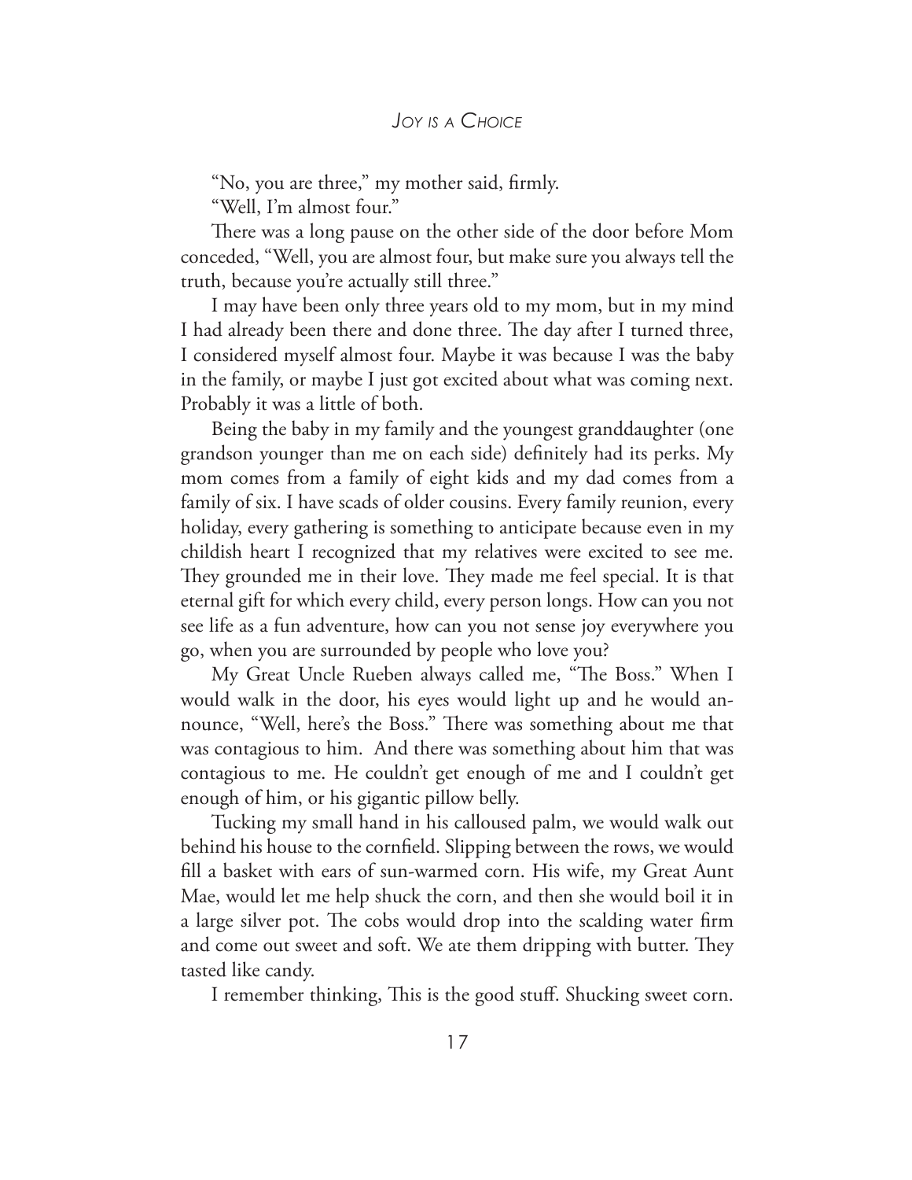"No, you are three," my mother said, firmly.

"Well, I'm almost four."

There was a long pause on the other side of the door before Mom conceded, "Well, you are almost four, but make sure you always tell the truth, because you're actually still three."

I may have been only three years old to my mom, but in my mind I had already been there and done three. The day after I turned three, I considered myself almost four. Maybe it was because I was the baby in the family, or maybe I just got excited about what was coming next. Probably it was a little of both.

Being the baby in my family and the youngest granddaughter (one grandson younger than me on each side) definitely had its perks. My mom comes from a family of eight kids and my dad comes from a family of six. I have scads of older cousins. Every family reunion, every holiday, every gathering is something to anticipate because even in my childish heart I recognized that my relatives were excited to see me. They grounded me in their love. They made me feel special. It is that eternal gift for which every child, every person longs. How can you not see life as a fun adventure, how can you not sense joy everywhere you go, when you are surrounded by people who love you?

My Great Uncle Rueben always called me, "The Boss." When I would walk in the door, his eyes would light up and he would announce, "Well, here's the Boss." There was something about me that was contagious to him. And there was something about him that was contagious to me. He couldn't get enough of me and I couldn't get enough of him, or his gigantic pillow belly.

Tucking my small hand in his calloused palm, we would walk out behind his house to the cornfield. Slipping between the rows, we would fill a basket with ears of sun-warmed corn. His wife, my Great Aunt Mae, would let me help shuck the corn, and then she would boil it in a large silver pot. The cobs would drop into the scalding water firm and come out sweet and soft. We ate them dripping with butter. They tasted like candy.

I remember thinking, This is the good stuff. Shucking sweet corn.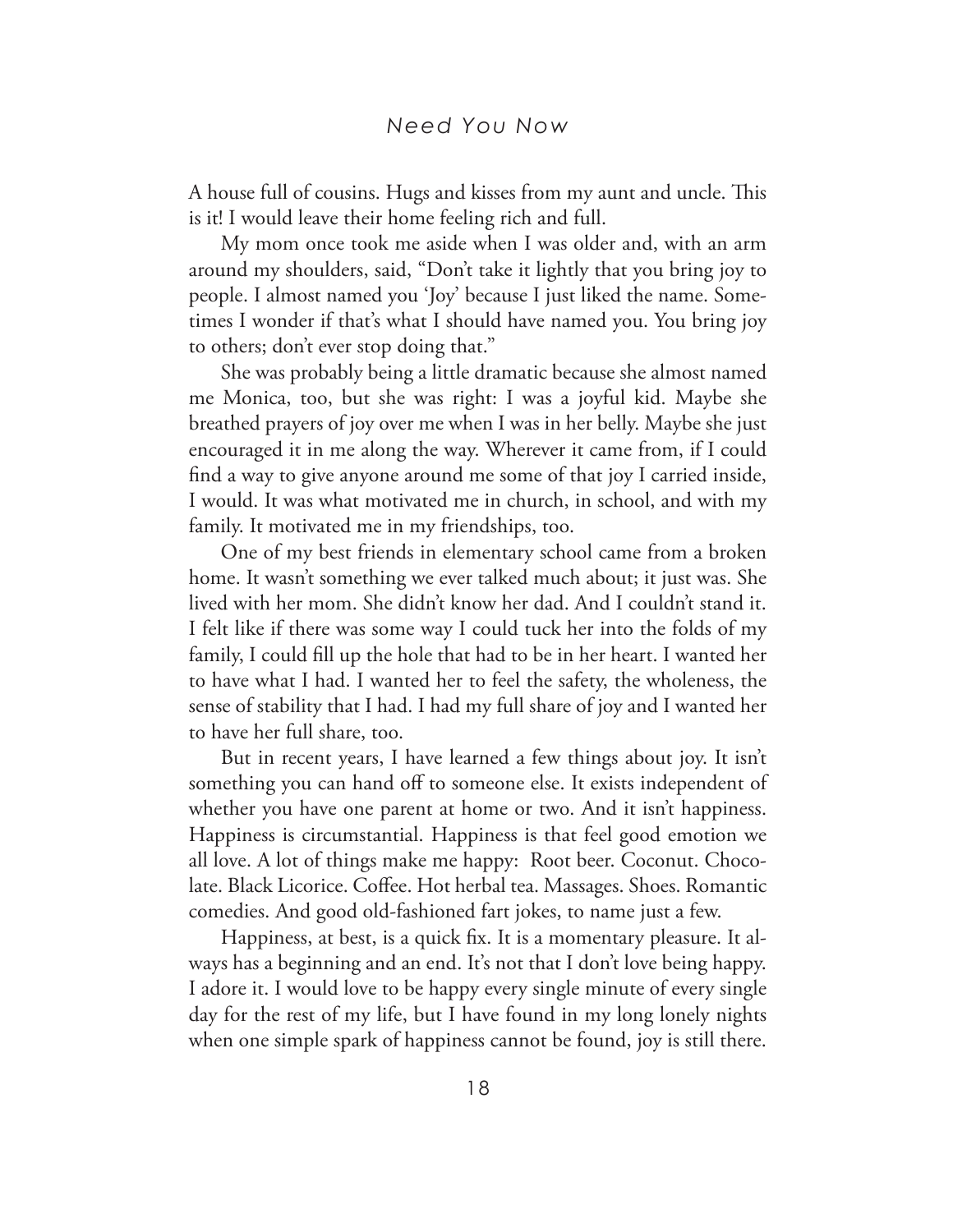A house full of cousins. Hugs and kisses from my aunt and uncle. This is it! I would leave their home feeling rich and full.

My mom once took me aside when I was older and, with an arm around my shoulders, said, "Don't take it lightly that you bring joy to people. I almost named you 'Joy' because I just liked the name. Sometimes I wonder if that's what I should have named you. You bring joy to others; don't ever stop doing that."

She was probably being a little dramatic because she almost named me Monica, too, but she was right: I was a joyful kid. Maybe she breathed prayers of joy over me when I was in her belly. Maybe she just encouraged it in me along the way. Wherever it came from, if I could find a way to give anyone around me some of that joy I carried inside, I would. It was what motivated me in church, in school, and with my family. It motivated me in my friendships, too.

One of my best friends in elementary school came from a broken home. It wasn't something we ever talked much about; it just was. She lived with her mom. She didn't know her dad. And I couldn't stand it. I felt like if there was some way I could tuck her into the folds of my family, I could fill up the hole that had to be in her heart. I wanted her to have what I had. I wanted her to feel the safety, the wholeness, the sense of stability that I had. I had my full share of joy and I wanted her to have her full share, too.

But in recent years, I have learned a few things about joy. It isn't something you can hand off to someone else. It exists independent of whether you have one parent at home or two. And it isn't happiness. Happiness is circumstantial. Happiness is that feel good emotion we all love. A lot of things make me happy: Root beer. Coconut. Chocolate. Black Licorice. Coffee. Hot herbal tea. Massages. Shoes. Romantic comedies. And good old-fashioned fart jokes, to name just a few.

Happiness, at best, is a quick fix. It is a momentary pleasure. It always has a beginning and an end. It's not that I don't love being happy. I adore it. I would love to be happy every single minute of every single day for the rest of my life, but I have found in my long lonely nights when one simple spark of happiness cannot be found, joy is still there.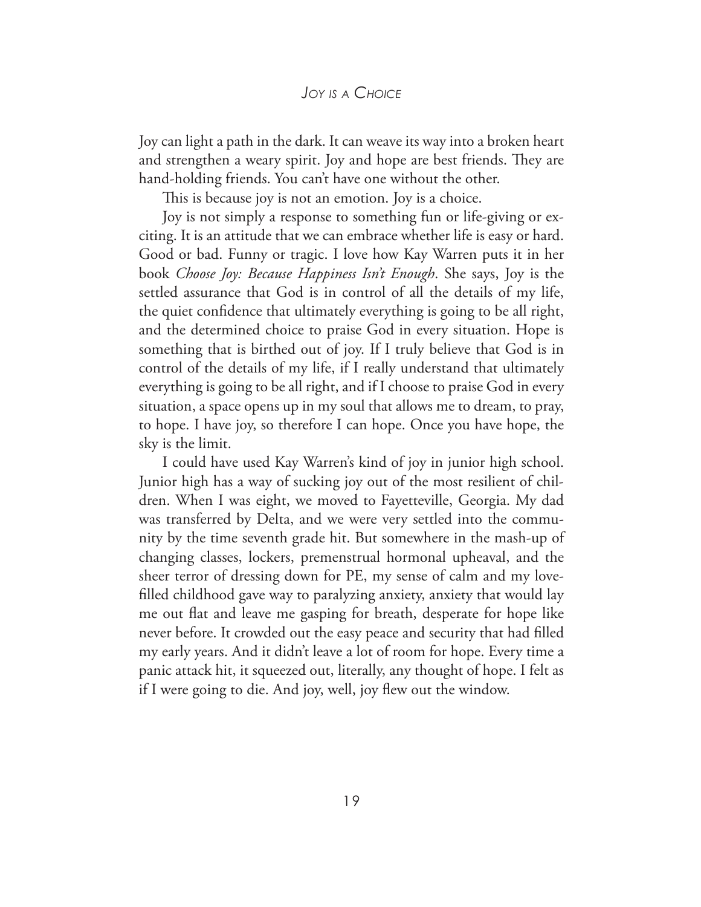Joy can light a path in the dark. It can weave its way into a broken heart and strengthen a weary spirit. Joy and hope are best friends. They are hand-holding friends. You can't have one without the other.

This is because joy is not an emotion. Joy is a choice.

Joy is not simply a response to something fun or life-giving or exciting. It is an attitude that we can embrace whether life is easy or hard. Good or bad. Funny or tragic. I love how Kay Warren puts it in her book *Choose Joy: Because Happiness Isn't Enough*. She says, Joy is the settled assurance that God is in control of all the details of my life, the quiet confidence that ultimately everything is going to be all right, and the determined choice to praise God in every situation. Hope is something that is birthed out of joy. If I truly believe that God is in control of the details of my life, if I really understand that ultimately everything is going to be all right, and if I choose to praise God in every situation, a space opens up in my soul that allows me to dream, to pray, to hope. I have joy, so therefore I can hope. Once you have hope, the sky is the limit.

I could have used Kay Warren's kind of joy in junior high school. Junior high has a way of sucking joy out of the most resilient of children. When I was eight, we moved to Fayetteville, Georgia. My dad was transferred by Delta, and we were very settled into the community by the time seventh grade hit. But somewhere in the mash-up of changing classes, lockers, premenstrual hormonal upheaval, and the sheer terror of dressing down for PE, my sense of calm and my love-filled childhood gave way to paralyzing anxiety, anxiety that would lay me out flat and leave me gasping for breath, desperate for hope like never before. It crowded out the easy peace and security that had filled my early years. And it didn't leave a lot of room for hope. Every time a panic attack hit, it squeezed out, literally, any thought of hope. I felt as if I were going to die. And joy, well, joy flew out the window.